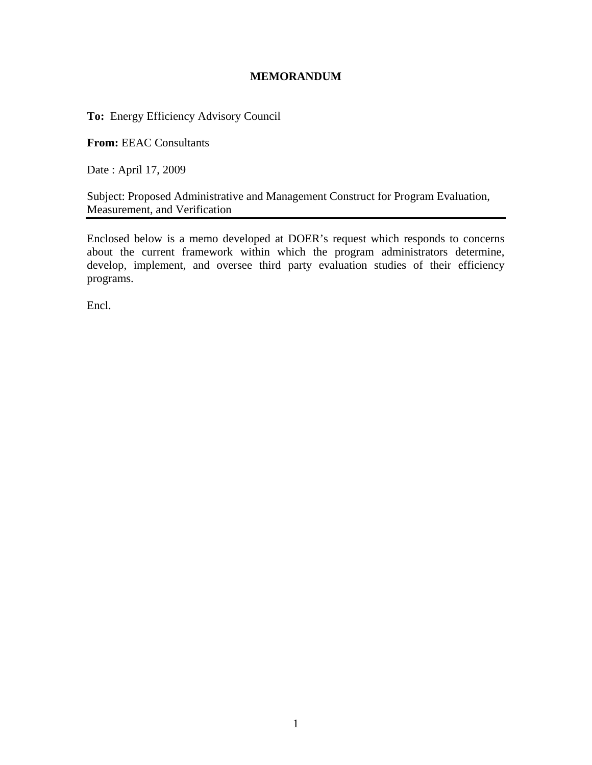# MEMORANDUM

**To:** Energy Efficiency Advisory Council

**From:** EEAC Consultants

Date : April 17, 2009

Subject: Proposed Administrative and Management Construct for Program Evaluation, Measurement, and Verification

---

Enclosed below is a memo developed at DOER's request which responds to concerns about the current framework within which the program administrators determine, develop, implement, and oversee third party evaluation studies of their efficiency programs.

Encl.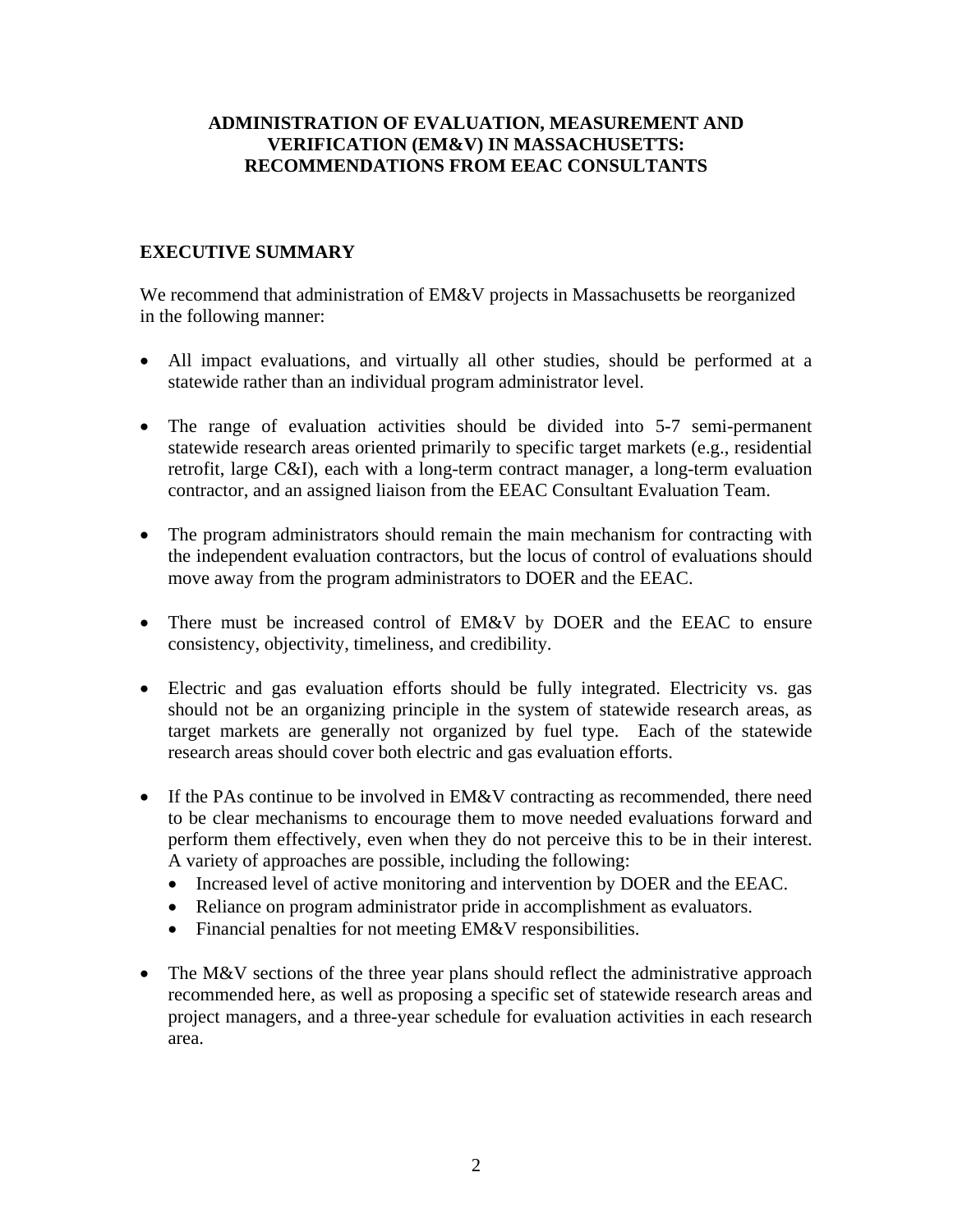# ADMINISTRATION OF EVALUATION, MEASUREMENT AND VERIFICATION (EM&V) IN MASSACHUSETTS: RECOMMENDATIONS FROM EEAC CONSULTANTS

## EXECUTIVE SUMMARY

We recommend that administration of EM&V projects in Massachusetts be reorganized in the following manner:

- All impact evaluations, and virtually all other studies, should be performed at a statewide rather than an individual program administrator level.
- The range of evaluation activities should be divided into 5-7 semi-permanent statewide research areas oriented primarily to specific target markets (e.g., residential retrofit, large C&I), each with a long-term contract manager, a long-term evaluation contractor, and an assigned liaison from the EEAC Consultant Evaluation Team.
- The program administrators should remain the main mechanism for contracting with the independent evaluation contractors, but the locus of control of evaluations should move away from the program administrators to DOER and the EEAC.
- There must be increased control of EM&V by DOER and the EEAC to ensure consistency, objectivity, timeliness, and credibility.
- Electric and gas evaluation efforts should be fully integrated. Electricity vs. gas should not be an organizing principle in the system of statewide research areas, as target markets are generally not organized by fuel type. Each of the statewide research areas should cover both electric and gas evaluation efforts.
- If the PAs continue to be involved in EM&V contracting as recommended, there need to be clear mechanisms to encourage them to move needed evaluations forward and perform them effectively, even when they do not perceive this to be in their interest. A variety of approaches are possible, including the following:
  - Increased level of active monitoring and intervention by DOER and the EEAC.
  - Reliance on program administrator pride in accomplishment as evaluators.
  - Financial penalties for not meeting EM&V responsibilities.
- The M&V sections of the three year plans should reflect the administrative approach recommended here, as well as proposing a specific set of statewide research areas and project managers, and a three-year schedule for evaluation activities in each research area.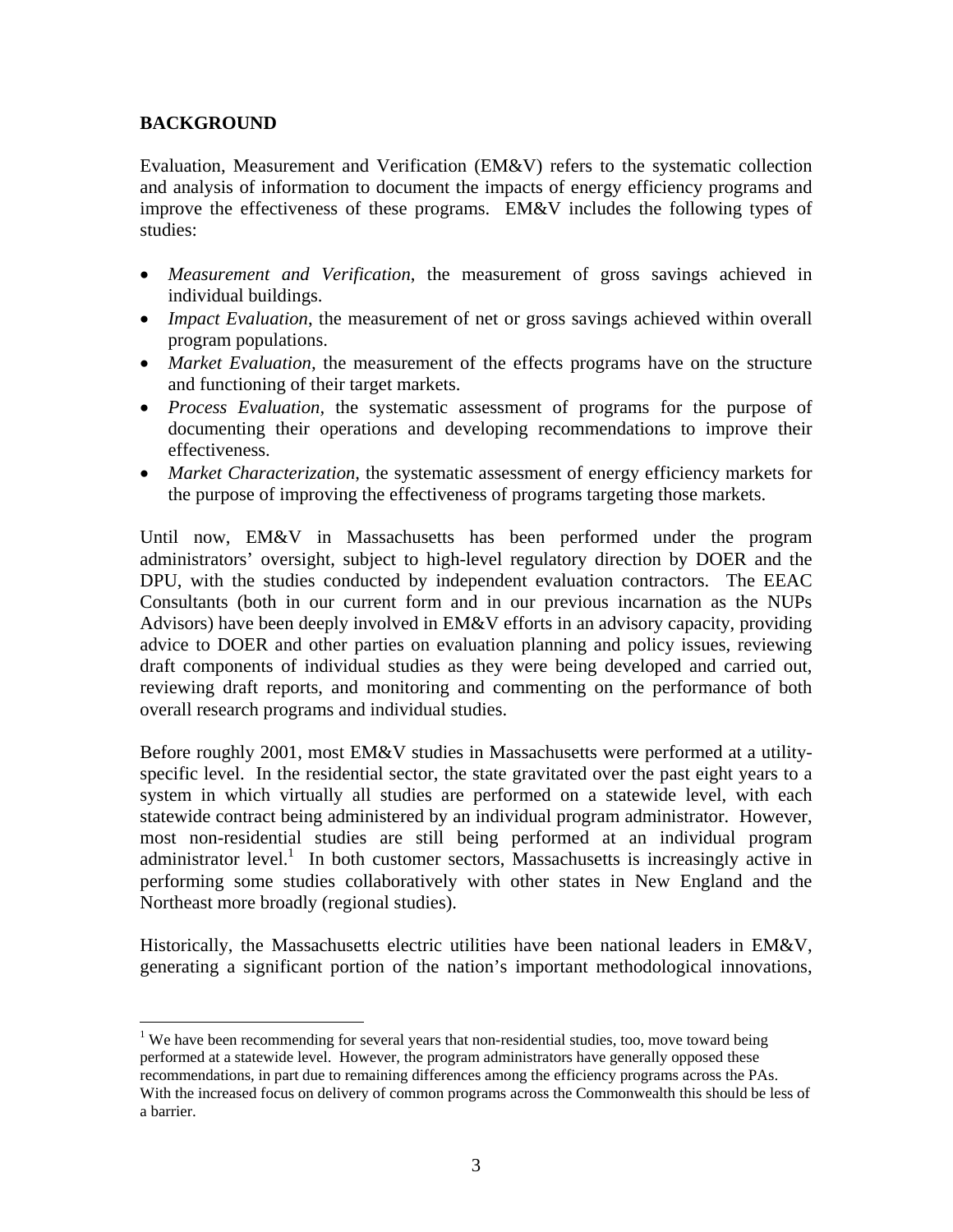## BACKGROUND

Evaluation, Measurement and Verification (EM&V) refers to the systematic collection and analysis of information to document the impacts of energy efficiency programs and improve the effectiveness of these programs. EM&V includes the following types of studies:

- *Measurement and Verification*, the measurement of gross savings achieved in individual buildings.
- *Impact Evaluation*, the measurement of net or gross savings achieved within overall program populations.
- *Market Evaluation*, the measurement of the effects programs have on the structure and functioning of their target markets.
- *Process Evaluation*, the systematic assessment of programs for the purpose of documenting their operations and developing recommendations to improve their effectiveness.
- *Market Characterization*, the systematic assessment of energy efficiency markets for the purpose of improving the effectiveness of programs targeting those markets.

Until now, EM&V in Massachusetts has been performed under the program administrators' oversight, subject to high-level regulatory direction by DOER and the DPU, with the studies conducted by independent evaluation contractors. The EEAC Consultants (both in our current form and in our previous incarnation as the NUPs Advisors) have been deeply involved in EM&V efforts in an advisory capacity, providing advice to DOER and other parties on evaluation planning and policy issues, reviewing draft components of individual studies as they were being developed and carried out, reviewing draft reports, and monitoring and commenting on the performance of both overall research programs and individual studies.

Before roughly 2001, most EM&V studies in Massachusetts were performed at a utility-specific level. In the residential sector, the state gravitated over the past eight years to a system in which virtually all studies are performed on a statewide level, with each statewide contract being administered by an individual program administrator. However, most non-residential studies are still being performed at an individual program administrator level.[1] In both customer sectors, Massachusetts is increasingly active in performing some studies collaboratively with other states in New England and the Northeast more broadly (regional studies).

Historically, the Massachusetts electric utilities have been national leaders in EM&V, generating a significant portion of the nation's important methodological innovations,

[1] We have been recommending for several years that non-residential studies, too, move toward being performed at a statewide level. However, the program administrators have generally opposed these recommendations, in part due to remaining differences among the efficiency programs across the PAs. With the increased focus on delivery of common programs across the Commonwealth this should be less of a barrier.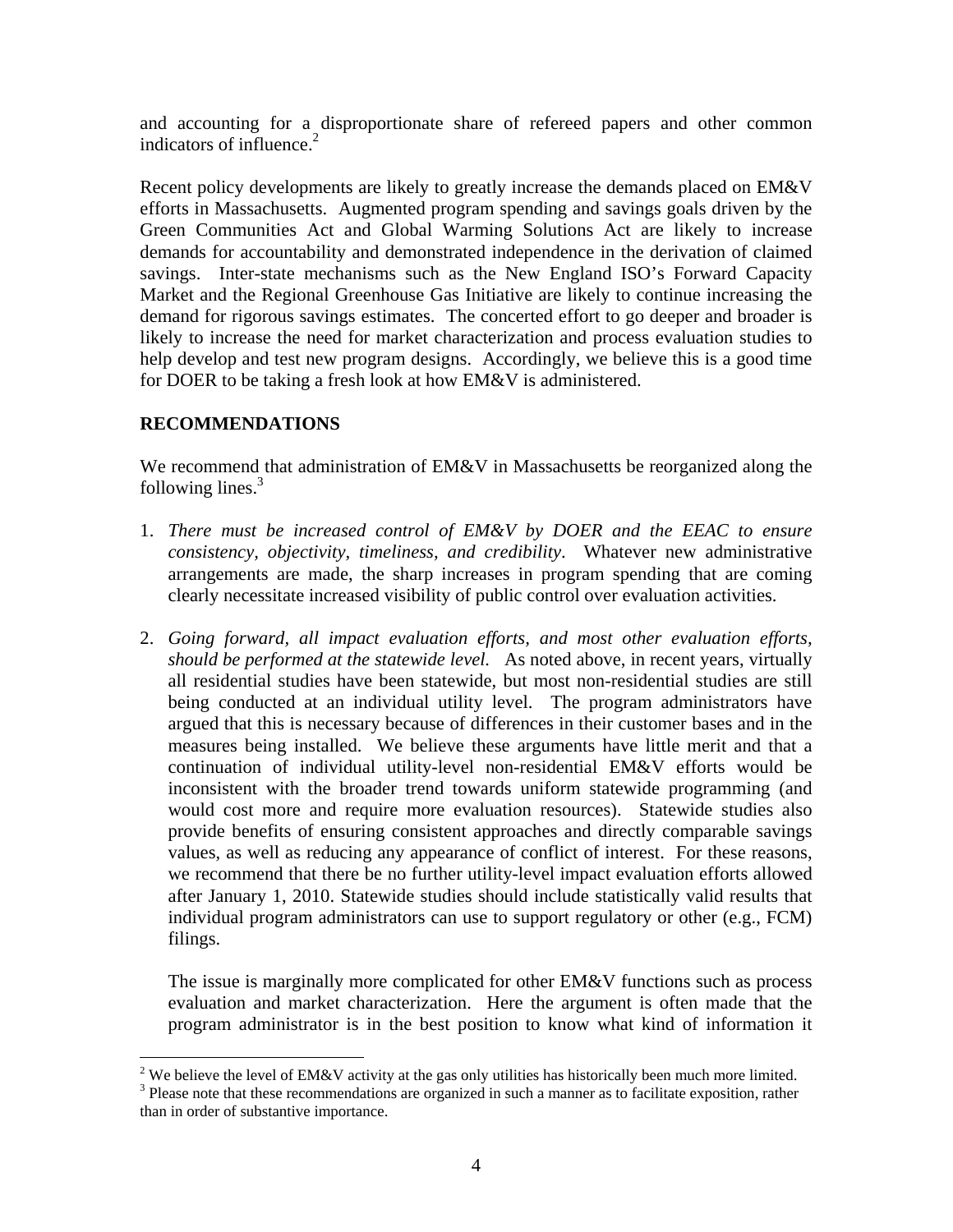and accounting for a disproportionate share of refereed papers and other common indicators of influence.[2]

Recent policy developments are likely to greatly increase the demands placed on EM&V efforts in Massachusetts. Augmented program spending and savings goals driven by the Green Communities Act and Global Warming Solutions Act are likely to increase demands for accountability and demonstrated independence in the derivation of claimed savings. Inter-state mechanisms such as the New England ISO's Forward Capacity Market and the Regional Greenhouse Gas Initiative are likely to continue increasing the demand for rigorous savings estimates. The concerted effort to go deeper and broader is likely to increase the need for market characterization and process evaluation studies to help develop and test new program designs. Accordingly, we believe this is a good time for DOER to be taking a fresh look at how EM&V is administered.

## RECOMMENDATIONS

We recommend that administration of EM&V in Massachusetts be reorganized along the following lines.[3]

1. *There must be increased control of EM&V by DOER and the EEAC to ensure consistency, objectivity, timeliness, and credibility*. Whatever new administrative arrangements are made, the sharp increases in program spending that are coming clearly necessitate increased visibility of public control over evaluation activities.

2. *Going forward, all impact evaluation efforts, and most other evaluation efforts, should be performed at the statewide level.* As noted above, in recent years, virtually all residential studies have been statewide, but most non-residential studies are still being conducted at an individual utility level. The program administrators have argued that this is necessary because of differences in their customer bases and in the measures being installed. We believe these arguments have little merit and that a continuation of individual utility-level non-residential EM&V efforts would be inconsistent with the broader trend towards uniform statewide programming (and would cost more and require more evaluation resources). Statewide studies also provide benefits of ensuring consistent approaches and directly comparable savings values, as well as reducing any appearance of conflict of interest. For these reasons, we recommend that there be no further utility-level impact evaluation efforts allowed after January 1, 2010. Statewide studies should include statistically valid results that individual program administrators can use to support regulatory or other (e.g., FCM) filings.

   The issue is marginally more complicated for other EM&V functions such as process evaluation and market characterization. Here the argument is often made that the program administrator is in the best position to know what kind of information it

---

[2] We believe the level of EM&V activity at the gas only utilities has historically been much more limited.

[3] Please note that these recommendations are organized in such a manner as to facilitate exposition, rather than in order of substantive importance.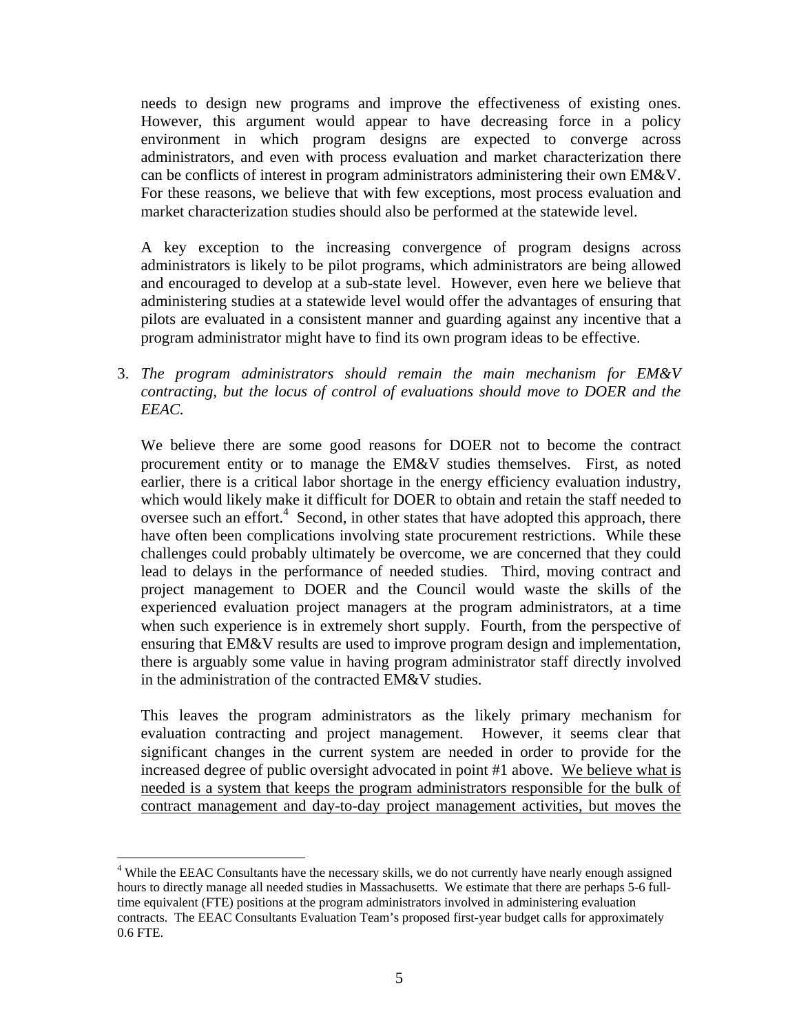needs to design new programs and improve the effectiveness of existing ones. However, this argument would appear to have decreasing force in a policy environment in which program designs are expected to converge across administrators, and even with process evaluation and market characterization there can be conflicts of interest in program administrators administering their own EM&V. For these reasons, we believe that with few exceptions, most process evaluation and market characterization studies should also be performed at the statewide level.

A key exception to the increasing convergence of program designs across administrators is likely to be pilot programs, which administrators are being allowed and encouraged to develop at a sub-state level. However, even here we believe that administering studies at a statewide level would offer the advantages of ensuring that pilots are evaluated in a consistent manner and guarding against any incentive that a program administrator might have to find its own program ideas to be effective.

3. *The program administrators should remain the main mechanism for EM&V contracting, but the locus of control of evaluations should move to DOER and the EEAC.*

   We believe there are some good reasons for DOER not to become the contract procurement entity or to manage the EM&V studies themselves. First, as noted earlier, there is a critical labor shortage in the energy efficiency evaluation industry, which would likely make it difficult for DOER to obtain and retain the staff needed to oversee such an effort.[4] Second, in other states that have adopted this approach, there have often been complications involving state procurement restrictions. While these challenges could probably ultimately be overcome, we are concerned that they could lead to delays in the performance of needed studies. Third, moving contract and project management to DOER and the Council would waste the skills of the experienced evaluation project managers at the program administrators, at a time when such experience is in extremely short supply. Fourth, from the perspective of ensuring that EM&V results are used to improve program design and implementation, there is arguably some value in having program administrator staff directly involved in the administration of the contracted EM&V studies.

   This leaves the program administrators as the likely primary mechanism for evaluation contracting and project management. However, it seems clear that significant changes in the current system are needed in order to provide for the increased degree of public oversight advocated in point #1 above. <u>We believe what is needed is a system that keeps the program administrators responsible for the bulk of contract management and day-to-day project management activities, but moves the</u>

[4] While the EEAC Consultants have the necessary skills, we do not currently have nearly enough assigned hours to directly manage all needed studies in Massachusetts. We estimate that there are perhaps 5-6 full-time equivalent (FTE) positions at the program administrators involved in administering evaluation contracts. The EEAC Consultants Evaluation Team's proposed first-year budget calls for approximately 0.6 FTE.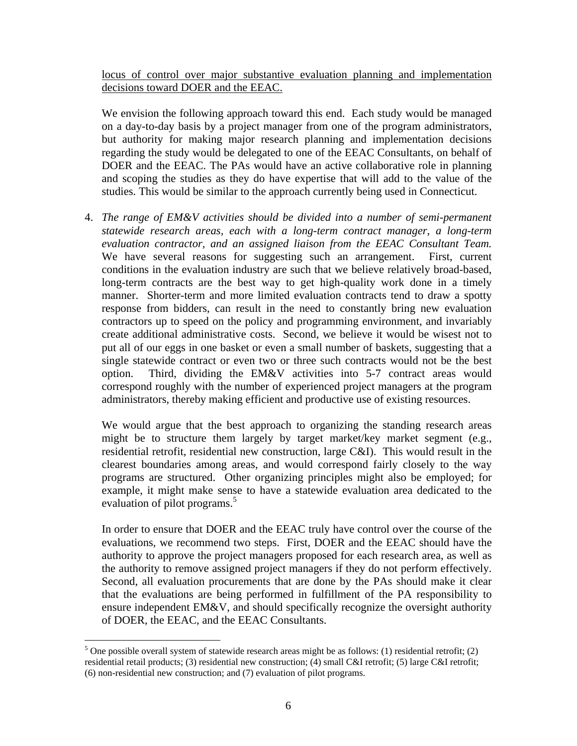locus of control over major substantive evaluation planning and implementation decisions toward DOER and the EEAC.

We envision the following approach toward this end. Each study would be managed on a day-to-day basis by a project manager from one of the program administrators, but authority for making major research planning and implementation decisions regarding the study would be delegated to one of the EEAC Consultants, on behalf of DOER and the EEAC. The PAs would have an active collaborative role in planning and scoping the studies as they do have expertise that will add to the value of the studies. This would be similar to the approach currently being used in Connecticut.

4. *The range of EM&V activities should be divided into a number of semi-permanent statewide research areas, each with a long-term contract manager, a long-term evaluation contractor, and an assigned liaison from the EEAC Consultant Team.* We have several reasons for suggesting such an arrangement. First, current conditions in the evaluation industry are such that we believe relatively broad-based, long-term contracts are the best way to get high-quality work done in a timely manner. Shorter-term and more limited evaluation contracts tend to draw a spotty response from bidders, can result in the need to constantly bring new evaluation contractors up to speed on the policy and programming environment, and invariably create additional administrative costs. Second, we believe it would be wisest not to put all of our eggs in one basket or even a small number of baskets, suggesting that a single statewide contract or even two or three such contracts would not be the best option. Third, dividing the EM&V activities into 5-7 contract areas would correspond roughly with the number of experienced project managers at the program administrators, thereby making efficient and productive use of existing resources.

   We would argue that the best approach to organizing the standing research areas might be to structure them largely by target market/key market segment (e.g., residential retrofit, residential new construction, large C&I). This would result in the clearest boundaries among areas, and would correspond fairly closely to the way programs are structured. Other organizing principles might also be employed; for example, it might make sense to have a statewide evaluation area dedicated to the evaluation of pilot programs.[5]

   In order to ensure that DOER and the EEAC truly have control over the course of the evaluations, we recommend two steps. First, DOER and the EEAC should have the authority to approve the project managers proposed for each research area, as well as the authority to remove assigned project managers if they do not perform effectively. Second, all evaluation procurements that are done by the PAs should make it clear that the evaluations are being performed in fulfillment of the PA responsibility to ensure independent EM&V, and should specifically recognize the oversight authority of DOER, the EEAC, and the EEAC Consultants.

---

[5] One possible overall system of statewide research areas might be as follows: (1) residential retrofit; (2) residential retail products; (3) residential new construction; (4) small C&I retrofit; (5) large C&I retrofit; (6) non-residential new construction; and (7) evaluation of pilot programs.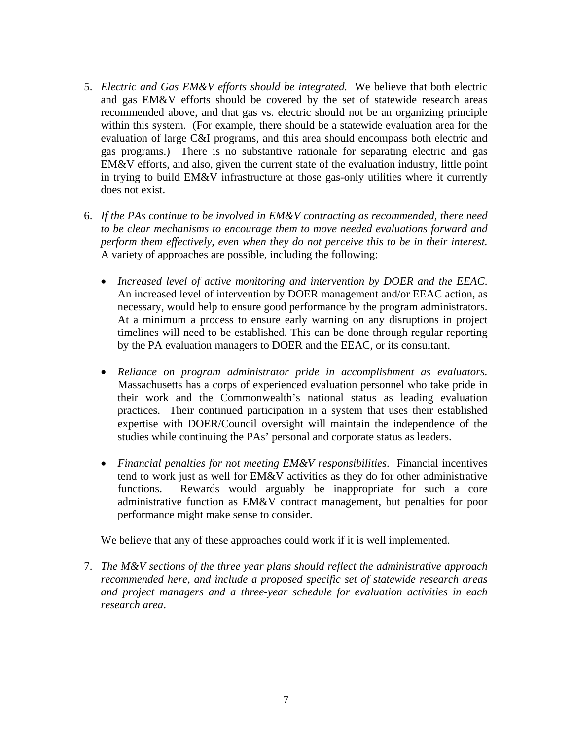5. *Electric and Gas EM&V efforts should be integrated.* We believe that both electric and gas EM&V efforts should be covered by the set of statewide research areas recommended above, and that gas vs. electric should not be an organizing principle within this system. (For example, there should be a statewide evaluation area for the evaluation of large C&I programs, and this area should encompass both electric and gas programs.) There is no substantive rationale for separating electric and gas EM&V efforts, and also, given the current state of the evaluation industry, little point in trying to build EM&V infrastructure at those gas-only utilities where it currently does not exist.

6. *If the PAs continue to be involved in EM&V contracting as recommended, there need to be clear mechanisms to encourage them to move needed evaluations forward and perform them effectively, even when they do not perceive this to be in their interest.* A variety of approaches are possible, including the following:

   - *Increased level of active monitoring and intervention by DOER and the EEAC*. An increased level of intervention by DOER management and/or EEAC action, as necessary, would help to ensure good performance by the program administrators. At a minimum a process to ensure early warning on any disruptions in project timelines will need to be established. This can be done through regular reporting by the PA evaluation managers to DOER and the EEAC, or its consultant.

   - *Reliance on program administrator pride in accomplishment as evaluators.* Massachusetts has a corps of experienced evaluation personnel who take pride in their work and the Commonwealth's national status as leading evaluation practices. Their continued participation in a system that uses their established expertise with DOER/Council oversight will maintain the independence of the studies while continuing the PAs' personal and corporate status as leaders.

   - *Financial penalties for not meeting EM&V responsibilities*. Financial incentives tend to work just as well for EM&V activities as they do for other administrative functions. Rewards would arguably be inappropriate for such a core administrative function as EM&V contract management, but penalties for poor performance might make sense to consider.

   We believe that any of these approaches could work if it is well implemented.

7. *The M&V sections of the three year plans should reflect the administrative approach recommended here, and include a proposed specific set of statewide research areas and project managers and a three-year schedule for evaluation activities in each research area*.